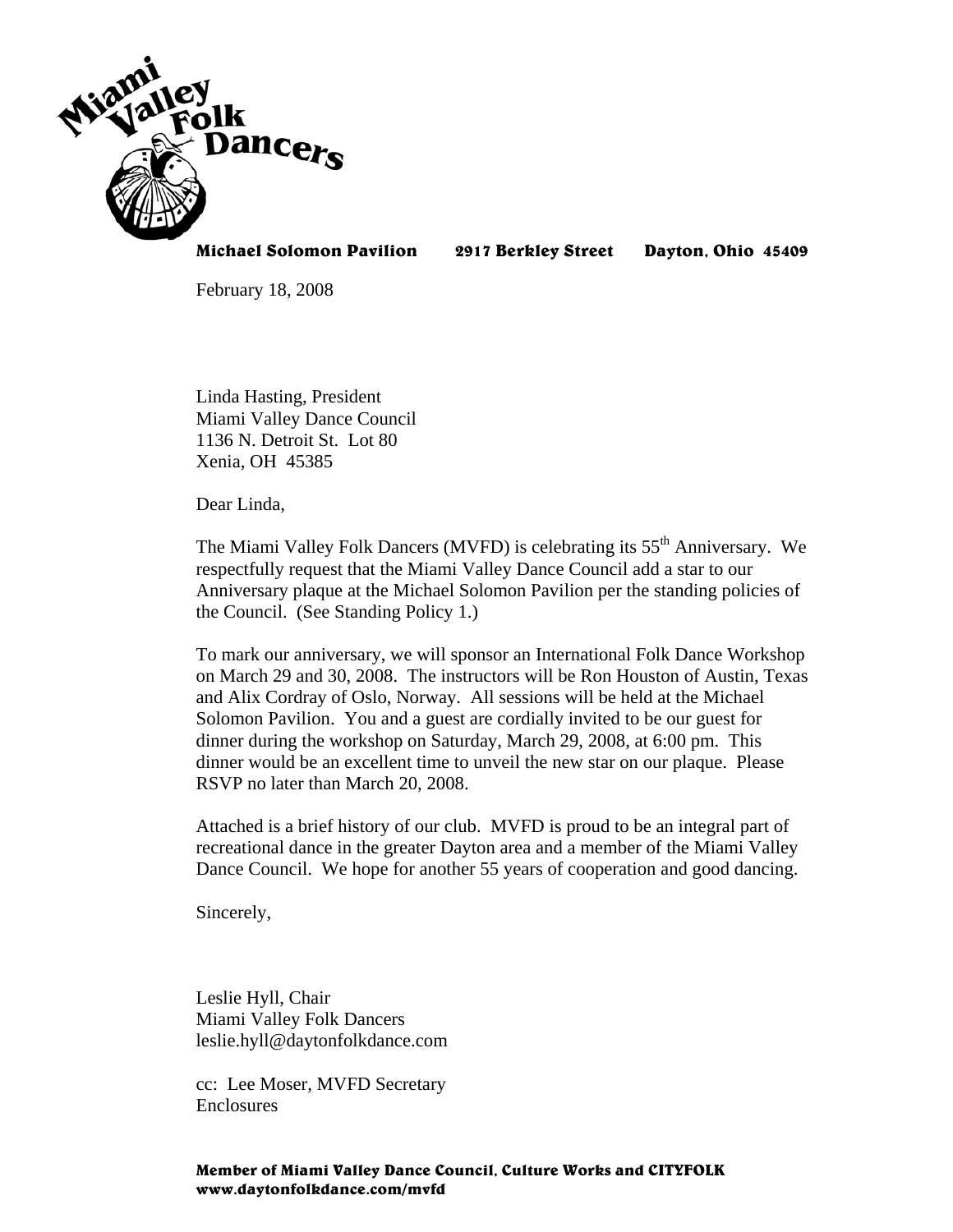**Miami Valley Folk Dancers**

**Michael Solomon Pavilion 2917 Berkley Street Dayton, Ohio 45409**

February 18, 2008

Linda Hasting, President
Miami Valley Dance Council
1136 N. Detroit St. Lot 80
Xenia, OH 45385

Dear Linda,

The Miami Valley Folk Dancers (MVFD) is celebrating its 55th Anniversary. We respectfully request that the Miami Valley Dance Council add a star to our Anniversary plaque at the Michael Solomon Pavilion per the standing policies of the Council. (See Standing Policy 1.)

To mark our anniversary, we will sponsor an International Folk Dance Workshop on March 29 and 30, 2008. The instructors will be Ron Houston of Austin, Texas and Alix Cordray of Oslo, Norway. All sessions will be held at the Michael Solomon Pavilion. You and a guest are cordially invited to be our guest for dinner during the workshop on Saturday, March 29, 2008, at 6:00 pm. This dinner would be an excellent time to unveil the new star on our plaque. Please RSVP no later than March 20, 2008.

Attached is a brief history of our club. MVFD is proud to be an integral part of recreational dance in the greater Dayton area and a member of the Miami Valley Dance Council. We hope for another 55 years of cooperation and good dancing.

Sincerely,

Leslie Hyll, Chair
Miami Valley Folk Dancers
leslie.hyll@daytonfolkdance.com

cc: Lee Moser, MVFD Secretary
Enclosures

**Member of Miami Valley Dance Council, Culture Works and CITYFOLK**
**www.daytonfolkdance.com/mvfd**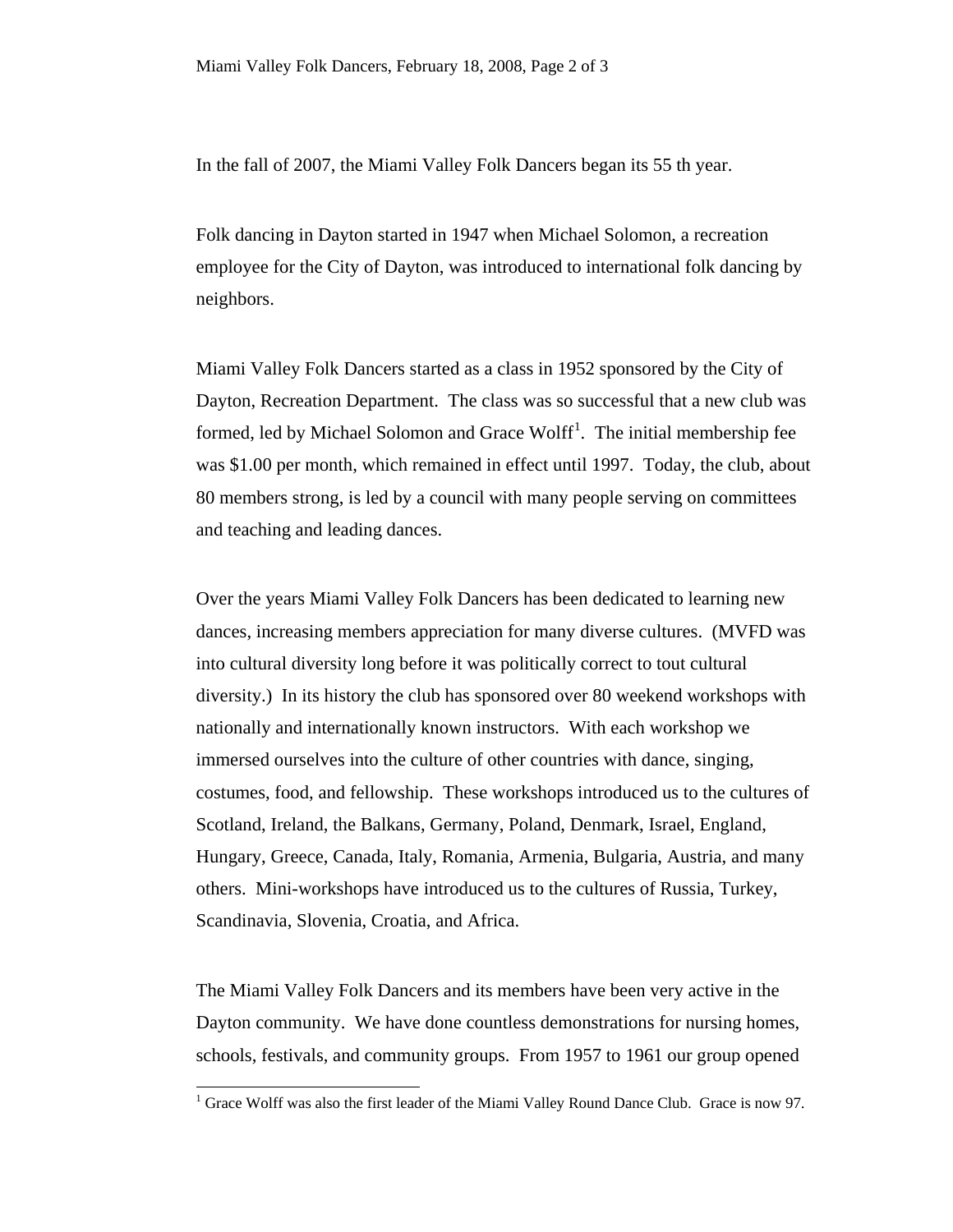In the fall of 2007, the Miami Valley Folk Dancers began its 55 th year.

Folk dancing in Dayton started in 1947 when Michael Solomon, a recreation employee for the City of Dayton, was introduced to international folk dancing by neighbors.

Miami Valley Folk Dancers started as a class in 1952 sponsored by the City of Dayton, Recreation Department. The class was so successful that a new club was formed, led by Michael Solomon and Grace Wolff[1]. The initial membership fee was $1.00 per month, which remained in effect until 1997. Today, the club, about 80 members strong, is led by a council with many people serving on committees and teaching and leading dances.

Over the years Miami Valley Folk Dancers has been dedicated to learning new dances, increasing members appreciation for many diverse cultures. (MVFD was into cultural diversity long before it was politically correct to tout cultural diversity.) In its history the club has sponsored over 80 weekend workshops with nationally and internationally known instructors. With each workshop we immersed ourselves into the culture of other countries with dance, singing, costumes, food, and fellowship. These workshops introduced us to the cultures of Scotland, Ireland, the Balkans, Germany, Poland, Denmark, Israel, England, Hungary, Greece, Canada, Italy, Romania, Armenia, Bulgaria, Austria, and many others. Mini-workshops have introduced us to the cultures of Russia, Turkey, Scandinavia, Slovenia, Croatia, and Africa.

The Miami Valley Folk Dancers and its members have been very active in the Dayton community. We have done countless demonstrations for nursing homes, schools, festivals, and community groups. From 1957 to 1961 our group opened

[1] Grace Wolff was also the first leader of the Miami Valley Round Dance Club. Grace is now 97.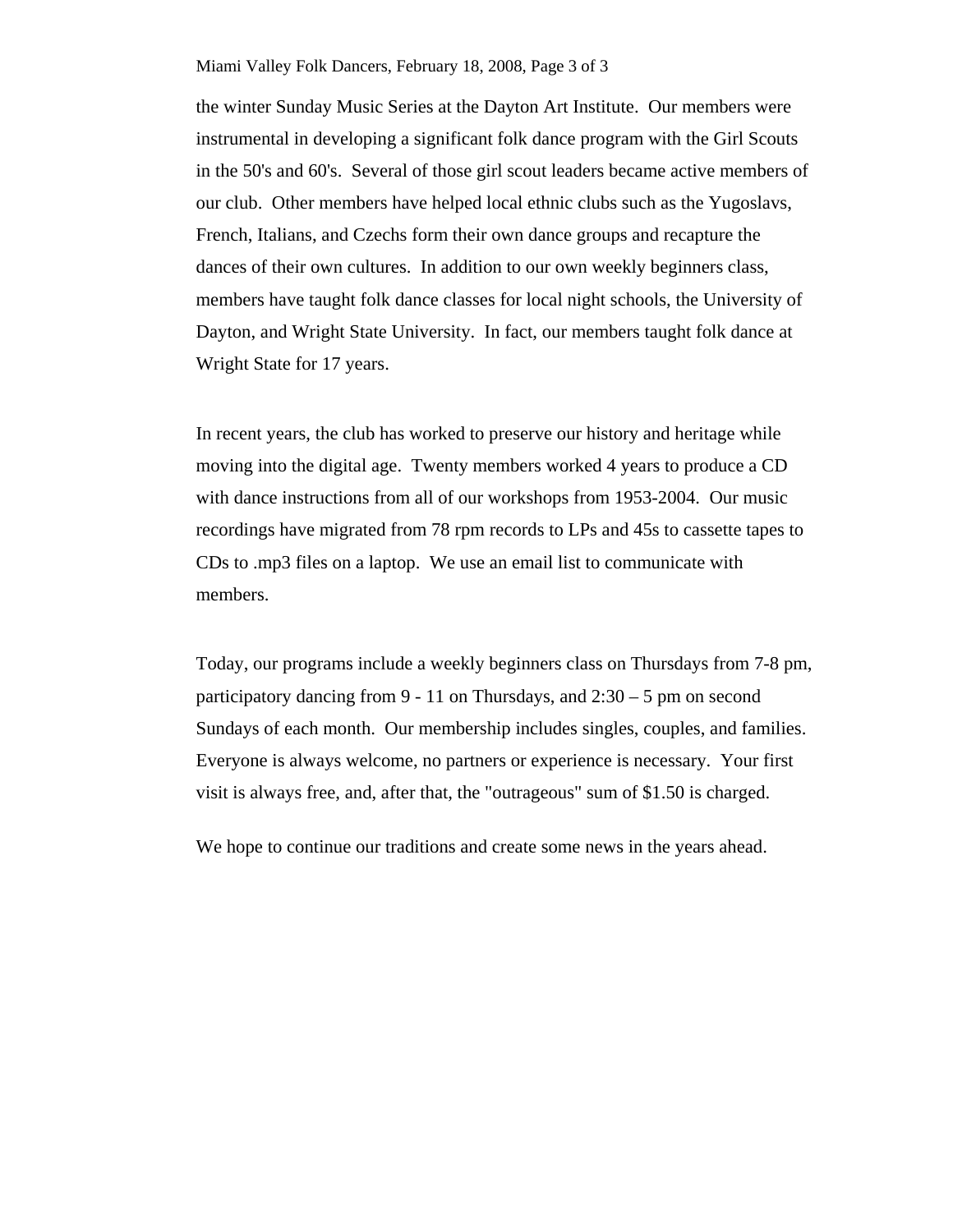the winter Sunday Music Series at the Dayton Art Institute. Our members were instrumental in developing a significant folk dance program with the Girl Scouts in the 50's and 60's. Several of those girl scout leaders became active members of our club. Other members have helped local ethnic clubs such as the Yugoslavs, French, Italians, and Czechs form their own dance groups and recapture the dances of their own cultures. In addition to our own weekly beginners class, members have taught folk dance classes for local night schools, the University of Dayton, and Wright State University. In fact, our members taught folk dance at Wright State for 17 years.

In recent years, the club has worked to preserve our history and heritage while moving into the digital age. Twenty members worked 4 years to produce a CD with dance instructions from all of our workshops from 1953-2004. Our music recordings have migrated from 78 rpm records to LPs and 45s to cassette tapes to CDs to .mp3 files on a laptop. We use an email list to communicate with members.

Today, our programs include a weekly beginners class on Thursdays from 7-8 pm, participatory dancing from 9 - 11 on Thursdays, and 2:30 – 5 pm on second Sundays of each month. Our membership includes singles, couples, and families. Everyone is always welcome, no partners or experience is necessary. Your first visit is always free, and, after that, the "outrageous" sum of $1.50 is charged.

We hope to continue our traditions and create some news in the years ahead.